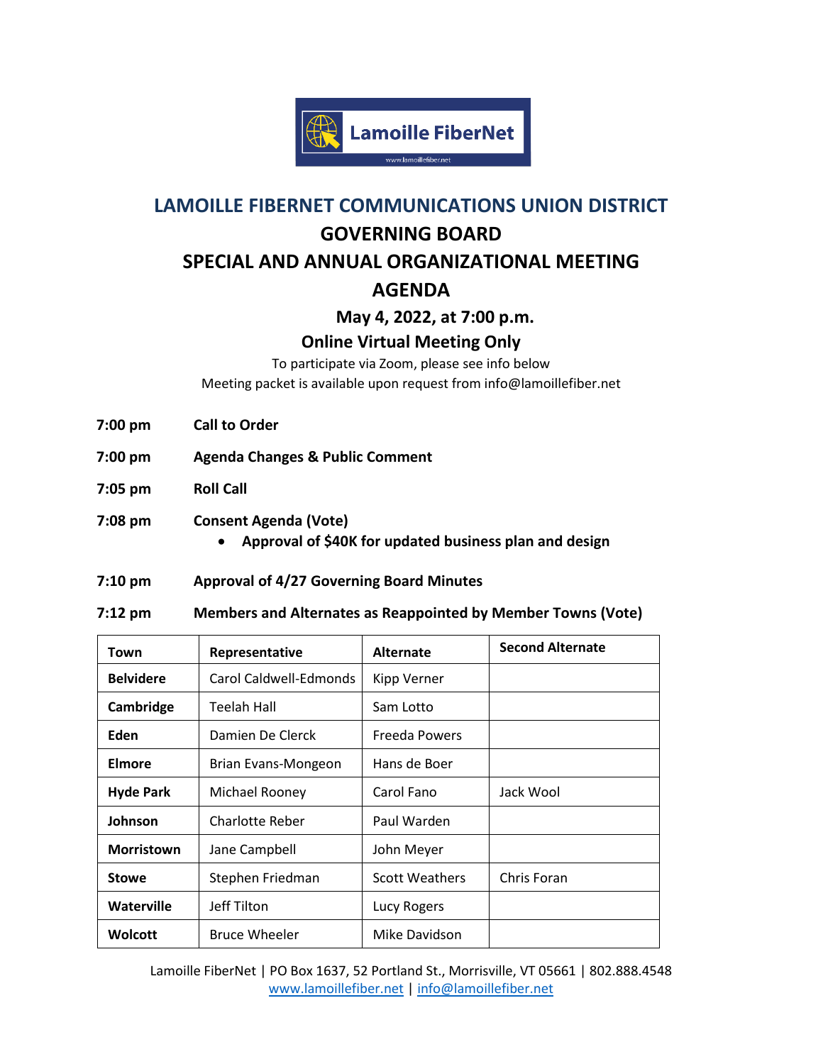Lamoille FiberNet

www.lamoillefiber.net

# LAMOILLE FIBERNET COMMUNICATIONS UNION DISTRICT

## GOVERNING BOARD

## SPECIAL AND ANNUAL ORGANIZATIONAL MEETING

## AGENDA

**May 4, 2022, at 7:00 p.m.**

**Online Virtual Meeting Only**

To participate via Zoom, please see info below

Meeting packet is available upon request from info@lamoillefiber.net

**7:00 pm** **Call to Order**

**7:00 pm** **Agenda Changes & Public Comment**

**7:05 pm** **Roll Call**

**7:08 pm** **Consent Agenda (Vote)**

- **Approval of $40K for updated business plan and design**

**7:10 pm** **Approval of 4/27 Governing Board Minutes**

**7:12 pm** **Members and Alternates as Reappointed by Member Towns (Vote)**

| Town | Representative | Alternate | Second Alternate |
|---|---|---|---|
| **Belvidere** | Carol Caldwell-Edmonds | Kipp Verner | |
| **Cambridge** | Teelah Hall | Sam Lotto | |
| **Eden** | Damien De Clerck | Freeda Powers | |
| **Elmore** | Brian Evans-Mongeon | Hans de Boer | |
| **Hyde Park** | Michael Rooney | Carol Fano | Jack Wool |
| **Johnson** | Charlotte Reber | Paul Warden | |
| **Morristown** | Jane Campbell | John Meyer | |
| **Stowe** | Stephen Friedman | Scott Weathers | Chris Foran |
| **Waterville** | Jeff Tilton | Lucy Rogers | |
| **Wolcott** | Bruce Wheeler | Mike Davidson | |

Lamoille FiberNet | PO Box 1637, 52 Portland St., Morrisville, VT 05661 | 802.888.4548
www.lamoillefiber.net | info@lamoillefiber.net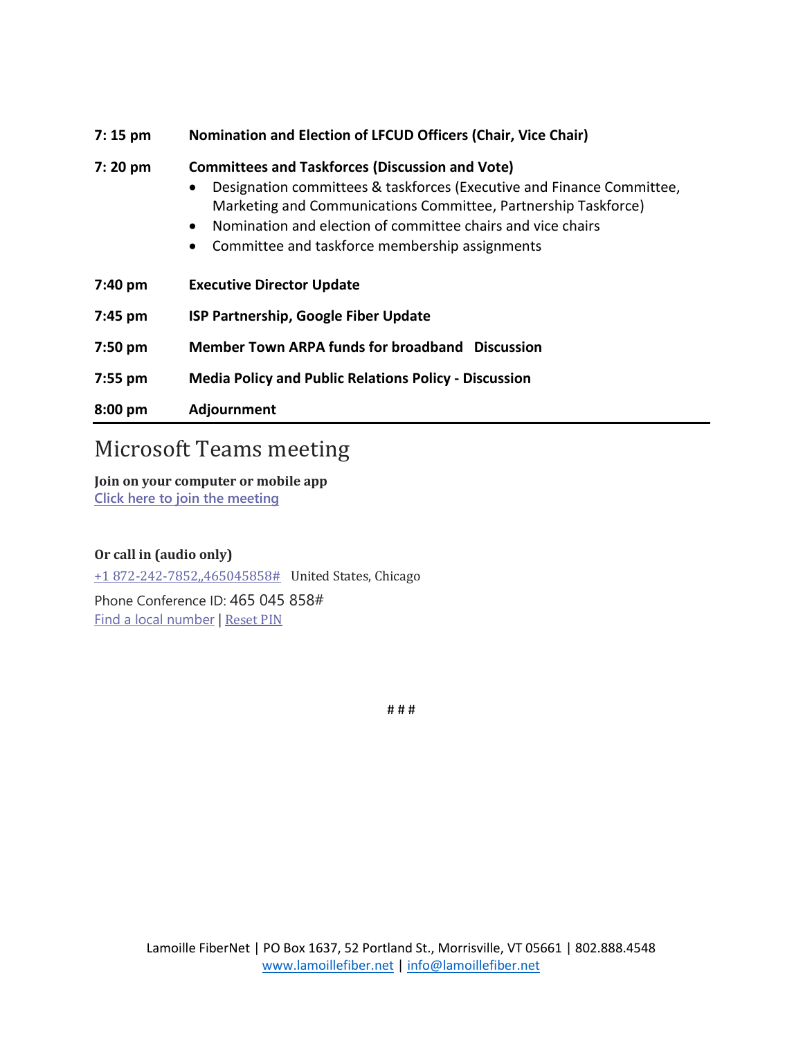| | |
|---|---|
| **7: 15 pm** | **Nomination and Election of LFCUD Officers (Chair, Vice Chair)** |
| **7: 20 pm** | **Committees and Taskforces (Discussion and Vote)**<br>• Designation committees & taskforces (Executive and Finance Committee, Marketing and Communications Committee, Partnership Taskforce)<br>• Nomination and election of committee chairs and vice chairs<br>• Committee and taskforce membership assignments |
| **7:40 pm** | **Executive Director Update** |
| **7:45 pm** | **ISP Partnership, Google Fiber Update** |
| **7:50 pm** | **Member Town ARPA funds for broadband Discussion** |
| **7:55 pm** | **Media Policy and Public Relations Policy - Discussion** |
| **8:00 pm** | **Adjournment** |

## Microsoft Teams meeting

**Join on your computer or mobile app**
Click here to join the meeting

**Or call in (audio only)**
+1 872-242-7852,,465045858# United States, Chicago
Phone Conference ID: 465 045 858#
Find a local number | Reset PIN

# # #

Lamoille FiberNet | PO Box 1637, 52 Portland St., Morrisville, VT 05661 | 802.888.4548
www.lamoillefiber.net | info@lamoillefiber.net